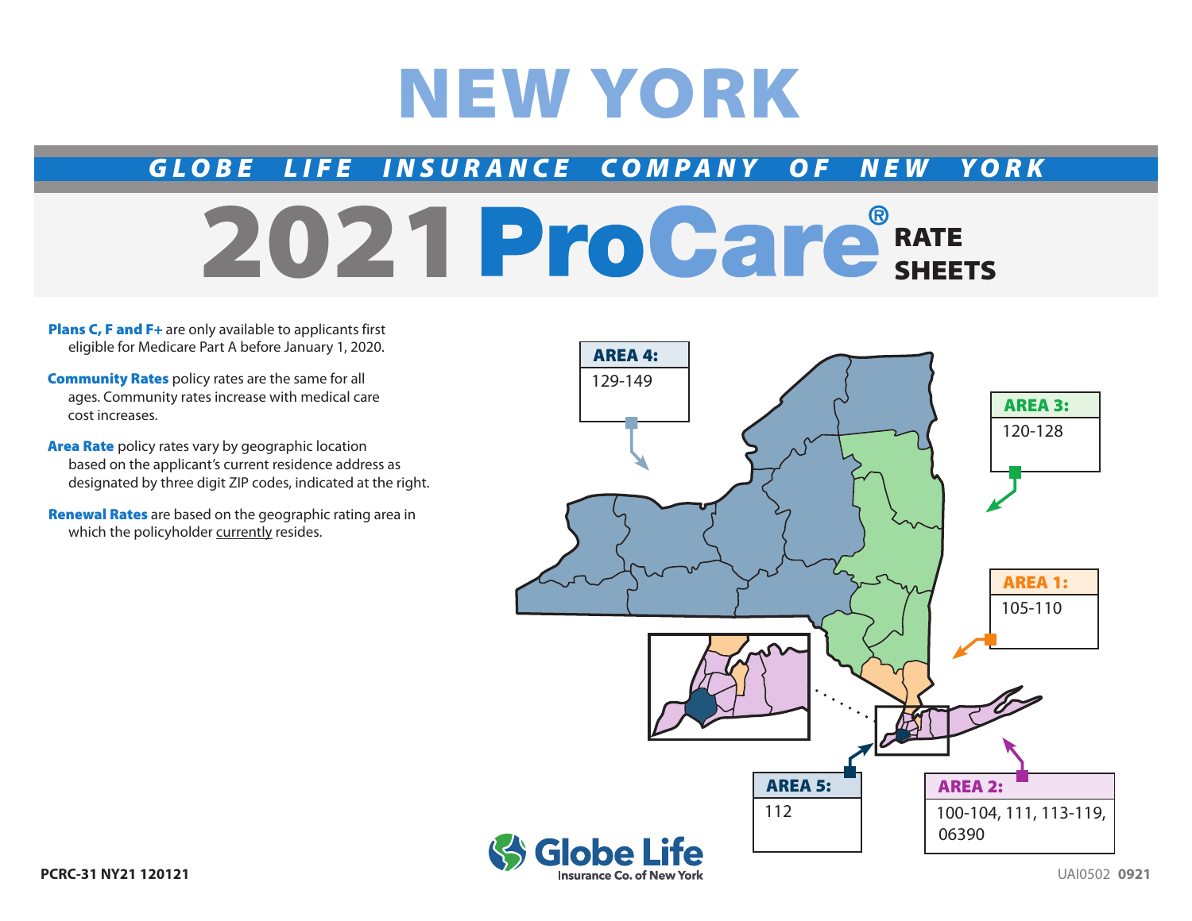# NEW YORK

## GLOBE LIFE INSURANCE COMPANY OF NEW YORK

# 2021 ProCare® RATE SHEETS

**Plans C, F and F+** are only available to applicants first eligible for Medicare Part A before January 1, 2020.

**Community Rates** policy rates are the same for all ages. Community rates increase with medical care cost increases.

**Area Rate** policy rates vary by geographic location based on the applicant's current residence address as designated by three digit ZIP codes, indicated at the right.

**Renewal Rates** are based on the geographic rating area in which the policyholder currently resides.

**AREA 4:** 129-149

**AREA 3:** 120-128

**AREA 1:** 105-110

**AREA 5:** 112

**AREA 2:** 100-104, 111, 113-119, 06390

Globe Life Insurance Co. of New York

PCRC-31 NY21 120121

UAI0502 **0921**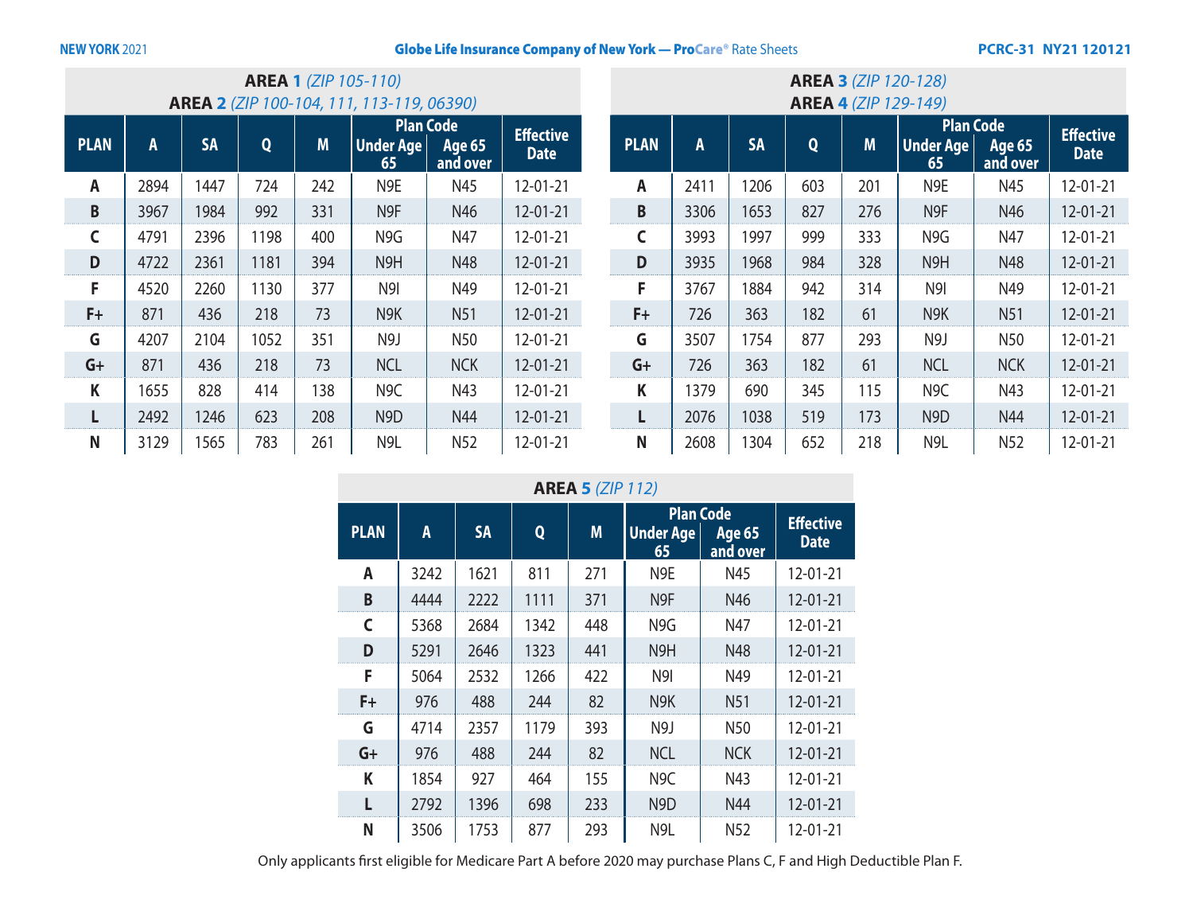## AREA 1 (ZIP 105-110)
## AREA 2 (ZIP 100-104, 111, 113-119, 06390)

| PLAN | A | SA | Q | M | Plan Code | | Effective Date |
|---|---|---|---|---|---|---|---|
| | | | | | Under Age 65 | Age 65 and over | |
| A | 2894 | 1447 | 724 | 242 | N9E | N45 | 12-01-21 |
| B | 3967 | 1984 | 992 | 331 | N9F | N46 | 12-01-21 |
| C | 4791 | 2396 | 1198 | 400 | N9G | N47 | 12-01-21 |
| D | 4722 | 2361 | 1181 | 394 | N9H | N48 | 12-01-21 |
| F | 4520 | 2260 | 1130 | 377 | N9I | N49 | 12-01-21 |
| F+ | 871 | 436 | 218 | 73 | N9K | N51 | 12-01-21 |
| G | 4207 | 2104 | 1052 | 351 | N9J | N50 | 12-01-21 |
| G+ | 871 | 436 | 218 | 73 | NCL | NCK | 12-01-21 |
| K | 1655 | 828 | 414 | 138 | N9C | N43 | 12-01-21 |
| L | 2492 | 1246 | 623 | 208 | N9D | N44 | 12-01-21 |
| N | 3129 | 1565 | 783 | 261 | N9L | N52 | 12-01-21 |

## AREA 3 (ZIP 120-128)
## AREA 4 (ZIP 129-149)

| PLAN | A | SA | Q | M | Plan Code | | Effective Date |
|---|---|---|---|---|---|---|---|
| | | | | | Under Age 65 | Age 65 and over | |
| A | 2411 | 1206 | 603 | 201 | N9E | N45 | 12-01-21 |
| B | 3306 | 1653 | 827 | 276 | N9F | N46 | 12-01-21 |
| C | 3993 | 1997 | 999 | 333 | N9G | N47 | 12-01-21 |
| D | 3935 | 1968 | 984 | 328 | N9H | N48 | 12-01-21 |
| F | 3767 | 1884 | 942 | 314 | N9I | N49 | 12-01-21 |
| F+ | 726 | 363 | 182 | 61 | N9K | N51 | 12-01-21 |
| G | 3507 | 1754 | 877 | 293 | N9J | N50 | 12-01-21 |
| G+ | 726 | 363 | 182 | 61 | NCL | NCK | 12-01-21 |
| K | 1379 | 690 | 345 | 115 | N9C | N43 | 12-01-21 |
| L | 2076 | 1038 | 519 | 173 | N9D | N44 | 12-01-21 |
| N | 2608 | 1304 | 652 | 218 | N9L | N52 | 12-01-21 |

## AREA 5 (ZIP 112)

| PLAN | A | SA | Q | M | Plan Code | | Effective Date |
|---|---|---|---|---|---|---|---|
| | | | | | Under Age 65 | Age 65 and over | |
| A | 3242 | 1621 | 811 | 271 | N9E | N45 | 12-01-21 |
| B | 4444 | 2222 | 1111 | 371 | N9F | N46 | 12-01-21 |
| C | 5368 | 2684 | 1342 | 448 | N9G | N47 | 12-01-21 |
| D | 5291 | 2646 | 1323 | 441 | N9H | N48 | 12-01-21 |
| F | 5064 | 2532 | 1266 | 422 | N9I | N49 | 12-01-21 |
| F+ | 976 | 488 | 244 | 82 | N9K | N51 | 12-01-21 |
| G | 4714 | 2357 | 1179 | 393 | N9J | N50 | 12-01-21 |
| G+ | 976 | 488 | 244 | 82 | NCL | NCK | 12-01-21 |
| K | 1854 | 927 | 464 | 155 | N9C | N43 | 12-01-21 |
| L | 2792 | 1396 | 698 | 233 | N9D | N44 | 12-01-21 |
| N | 3506 | 1753 | 877 | 293 | N9L | N52 | 12-01-21 |

Only applicants first eligible for Medicare Part A before 2020 may purchase Plans C, F and High Deductible Plan F.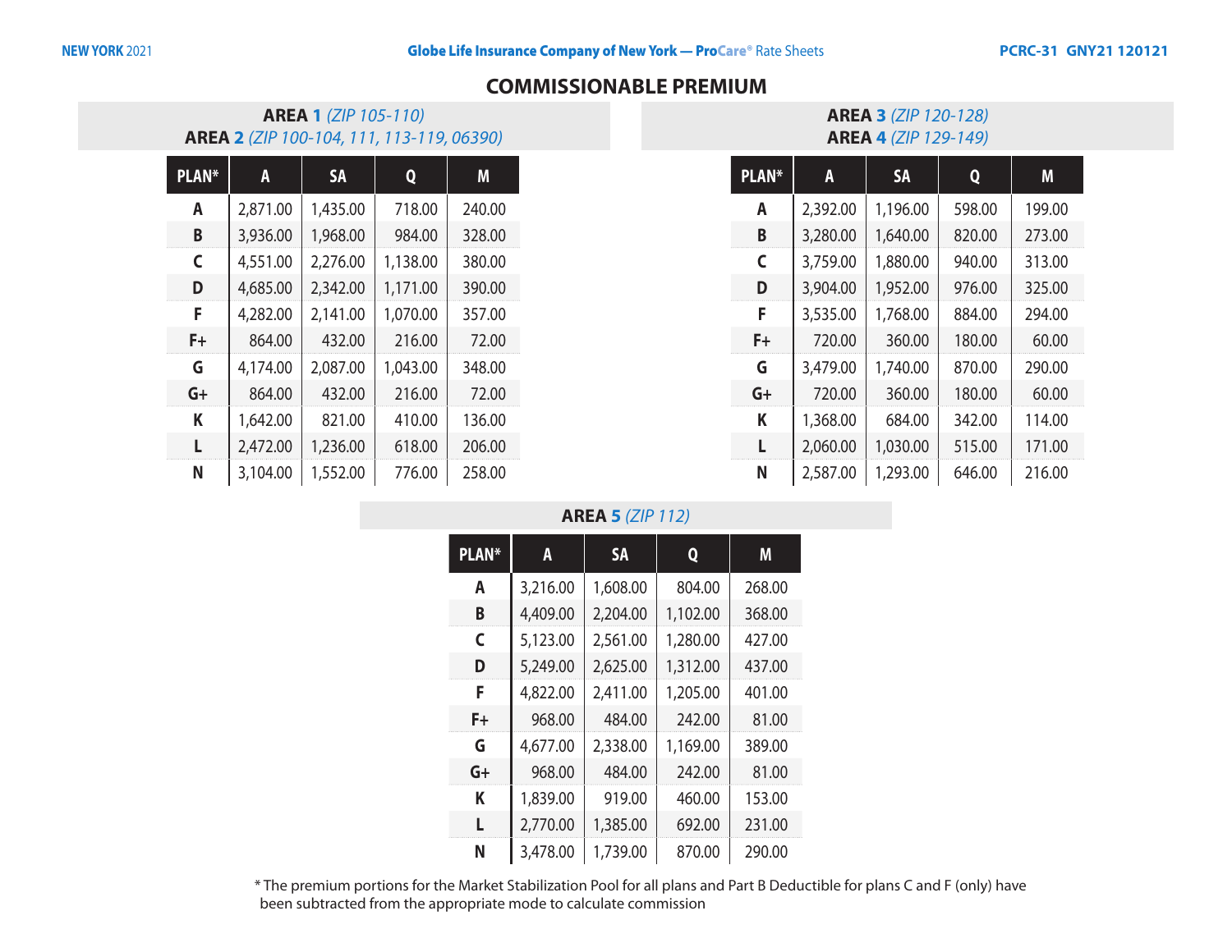## COMMISSIONABLE PREMIUM

**AREA 1** *(ZIP 105-110)*
**AREA 2** *(ZIP 100-104, 111, 113-119, 06390)*

| PLAN* | A | SA | Q | M |
|---|---|---|---|---|
| A | 2,871.00 | 1,435.00 | 718.00 | 240.00 |
| B | 3,936.00 | 1,968.00 | 984.00 | 328.00 |
| C | 4,551.00 | 2,276.00 | 1,138.00 | 380.00 |
| D | 4,685.00 | 2,342.00 | 1,171.00 | 390.00 |
| F | 4,282.00 | 2,141.00 | 1,070.00 | 357.00 |
| F+ | 864.00 | 432.00 | 216.00 | 72.00 |
| G | 4,174.00 | 2,087.00 | 1,043.00 | 348.00 |
| G+ | 864.00 | 432.00 | 216.00 | 72.00 |
| K | 1,642.00 | 821.00 | 410.00 | 136.00 |
| L | 2,472.00 | 1,236.00 | 618.00 | 206.00 |
| N | 3,104.00 | 1,552.00 | 776.00 | 258.00 |

**AREA 3** *(ZIP 120-128)*
**AREA 4** *(ZIP 129-149)*

| PLAN* | A | SA | Q | M |
|---|---|---|---|---|
| A | 2,392.00 | 1,196.00 | 598.00 | 199.00 |
| B | 3,280.00 | 1,640.00 | 820.00 | 273.00 |
| C | 3,759.00 | 1,880.00 | 940.00 | 313.00 |
| D | 3,904.00 | 1,952.00 | 976.00 | 325.00 |
| F | 3,535.00 | 1,768.00 | 884.00 | 294.00 |
| F+ | 720.00 | 360.00 | 180.00 | 60.00 |
| G | 3,479.00 | 1,740.00 | 870.00 | 290.00 |
| G+ | 720.00 | 360.00 | 180.00 | 60.00 |
| K | 1,368.00 | 684.00 | 342.00 | 114.00 |
| L | 2,060.00 | 1,030.00 | 515.00 | 171.00 |
| N | 2,587.00 | 1,293.00 | 646.00 | 216.00 |

**AREA 5** *(ZIP 112)*

| PLAN* | A | SA | Q | M |
|---|---|---|---|---|
| A | 3,216.00 | 1,608.00 | 804.00 | 268.00 |
| B | 4,409.00 | 2,204.00 | 1,102.00 | 368.00 |
| C | 5,123.00 | 2,561.00 | 1,280.00 | 427.00 |
| D | 5,249.00 | 2,625.00 | 1,312.00 | 437.00 |
| F | 4,822.00 | 2,411.00 | 1,205.00 | 401.00 |
| F+ | 968.00 | 484.00 | 242.00 | 81.00 |
| G | 4,677.00 | 2,338.00 | 1,169.00 | 389.00 |
| G+ | 968.00 | 484.00 | 242.00 | 81.00 |
| K | 1,839.00 | 919.00 | 460.00 | 153.00 |
| L | 2,770.00 | 1,385.00 | 692.00 | 231.00 |
| N | 3,478.00 | 1,739.00 | 870.00 | 290.00 |

* The premium portions for the Market Stabilization Pool for all plans and Part B Deductible for plans C and F (only) have been subtracted from the appropriate mode to calculate commission